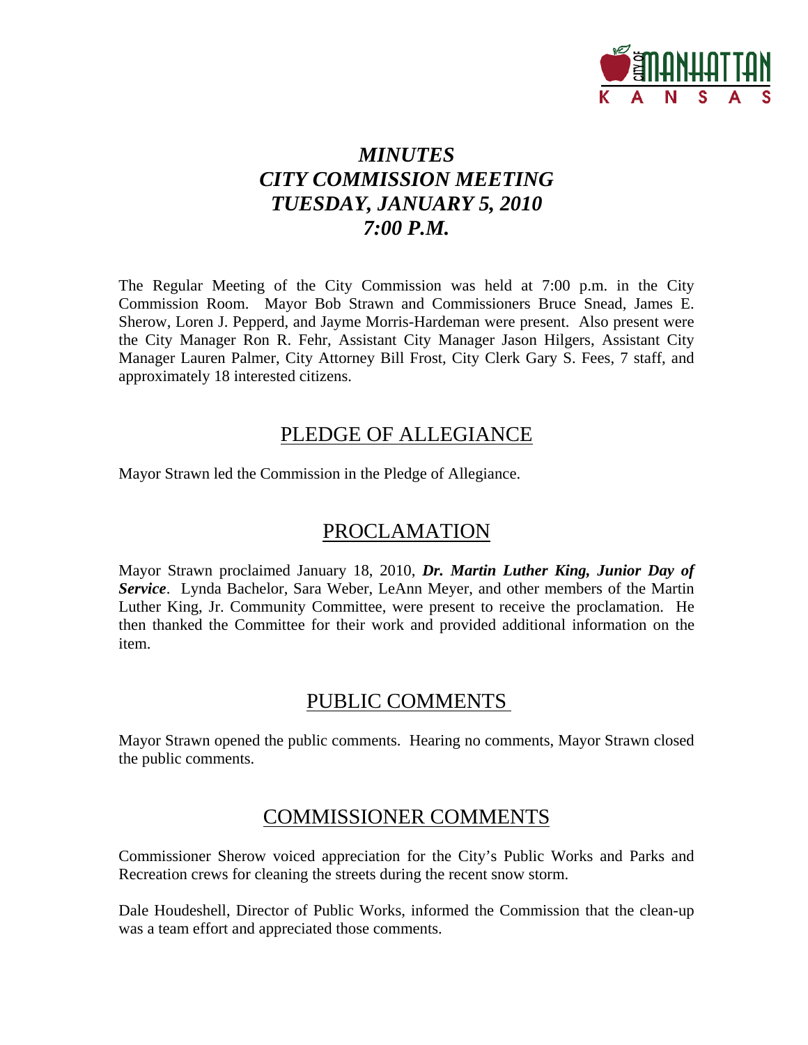# *MINUTES*
# *CITY COMMISSION MEETING*
# *TUESDAY, JANUARY 5, 2010*
# *7:00 P.M.*

The Regular Meeting of the City Commission was held at 7:00 p.m. in the City Commission Room. Mayor Bob Strawn and Commissioners Bruce Snead, James E. Sherow, Loren J. Pepperd, and Jayme Morris-Hardeman were present. Also present were the City Manager Ron R. Fehr, Assistant City Manager Jason Hilgers, Assistant City Manager Lauren Palmer, City Attorney Bill Frost, City Clerk Gary S. Fees, 7 staff, and approximately 18 interested citizens.

## PLEDGE OF ALLEGIANCE

Mayor Strawn led the Commission in the Pledge of Allegiance.

## PROCLAMATION

Mayor Strawn proclaimed January 18, 2010, ***Dr. Martin Luther King, Junior Day of Service***. Lynda Bachelor, Sara Weber, LeAnn Meyer, and other members of the Martin Luther King, Jr. Community Committee, were present to receive the proclamation. He then thanked the Committee for their work and provided additional information on the item.

## PUBLIC COMMENTS

Mayor Strawn opened the public comments. Hearing no comments, Mayor Strawn closed the public comments.

## COMMISSIONER COMMENTS

Commissioner Sherow voiced appreciation for the City's Public Works and Parks and Recreation crews for cleaning the streets during the recent snow storm.

Dale Houdeshell, Director of Public Works, informed the Commission that the clean-up was a team effort and appreciated those comments.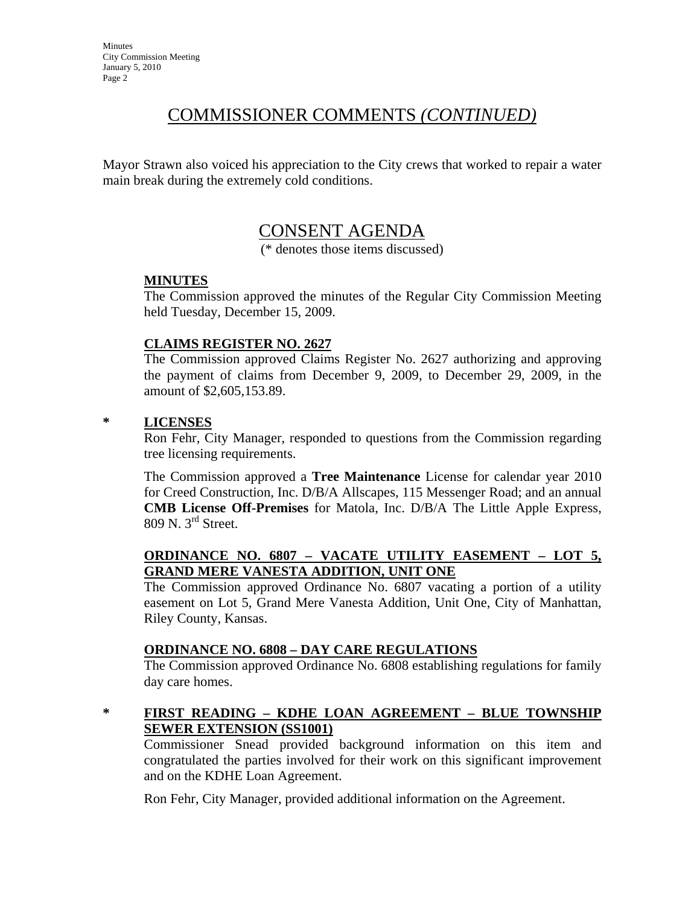# COMMISSIONER COMMENTS *(CONTINUED)*

Mayor Strawn also voiced his appreciation to the City crews that worked to repair a water main break during the extremely cold conditions.

# CONSENT AGENDA

(* denotes those items discussed)

**MINUTES**

The Commission approved the minutes of the Regular City Commission Meeting held Tuesday, December 15, 2009.

**CLAIMS REGISTER NO. 2627**

The Commission approved Claims Register No. 2627 authorizing and approving the payment of claims from December 9, 2009, to December 29, 2009, in the amount of $2,605,153.89.

\* **LICENSES**

Ron Fehr, City Manager, responded to questions from the Commission regarding tree licensing requirements.

The Commission approved a **Tree Maintenance** License for calendar year 2010 for Creed Construction, Inc. D/B/A Allscapes, 115 Messenger Road; and an annual **CMB License Off-Premises** for Matola, Inc. D/B/A The Little Apple Express, 809 N. 3rd Street.

**ORDINANCE NO. 6807 – VACATE UTILITY EASEMENT – LOT 5, GRAND MERE VANESTA ADDITION, UNIT ONE**

The Commission approved Ordinance No. 6807 vacating a portion of a utility easement on Lot 5, Grand Mere Vanesta Addition, Unit One, City of Manhattan, Riley County, Kansas.

**ORDINANCE NO. 6808 – DAY CARE REGULATIONS**

The Commission approved Ordinance No. 6808 establishing regulations for family day care homes.

\* **FIRST READING – KDHE LOAN AGREEMENT – BLUE TOWNSHIP SEWER EXTENSION (SS1001)**

Commissioner Snead provided background information on this item and congratulated the parties involved for their work on this significant improvement and on the KDHE Loan Agreement.

Ron Fehr, City Manager, provided additional information on the Agreement.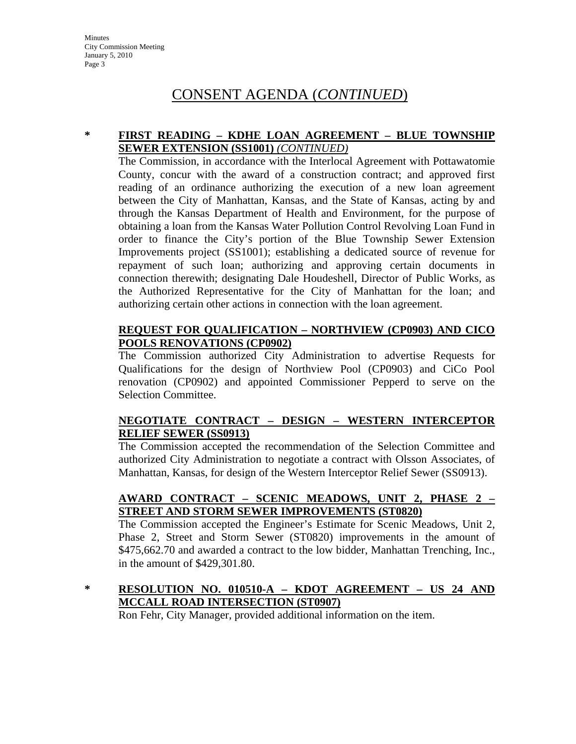# CONSENT AGENDA (*CONTINUED*)

\* **FIRST READING – KDHE LOAN AGREEMENT – BLUE TOWNSHIP SEWER EXTENSION (SS1001)** *(CONTINUED)*

The Commission, in accordance with the Interlocal Agreement with Pottawatomie County, concur with the award of a construction contract; and approved first reading of an ordinance authorizing the execution of a new loan agreement between the City of Manhattan, Kansas, and the State of Kansas, acting by and through the Kansas Department of Health and Environment, for the purpose of obtaining a loan from the Kansas Water Pollution Control Revolving Loan Fund in order to finance the City's portion of the Blue Township Sewer Extension Improvements project (SS1001); establishing a dedicated source of revenue for repayment of such loan; authorizing and approving certain documents in connection therewith; designating Dale Houdeshell, Director of Public Works, as the Authorized Representative for the City of Manhattan for the loan; and authorizing certain other actions in connection with the loan agreement.

**REQUEST FOR QUALIFICATION – NORTHVIEW (CP0903) AND CICO POOLS RENOVATIONS (CP0902)**

The Commission authorized City Administration to advertise Requests for Qualifications for the design of Northview Pool (CP0903) and CiCo Pool renovation (CP0902) and appointed Commissioner Pepperd to serve on the Selection Committee.

**NEGOTIATE CONTRACT – DESIGN – WESTERN INTERCEPTOR RELIEF SEWER (SS0913)**

The Commission accepted the recommendation of the Selection Committee and authorized City Administration to negotiate a contract with Olsson Associates, of Manhattan, Kansas, for design of the Western Interceptor Relief Sewer (SS0913).

**AWARD CONTRACT – SCENIC MEADOWS, UNIT 2, PHASE 2 – STREET AND STORM SEWER IMPROVEMENTS (ST0820)**

The Commission accepted the Engineer's Estimate for Scenic Meadows, Unit 2, Phase 2, Street and Storm Sewer (ST0820) improvements in the amount of $475,662.70 and awarded a contract to the low bidder, Manhattan Trenching, Inc., in the amount of $429,301.80.

\* **RESOLUTION NO. 010510-A – KDOT AGREEMENT – US 24 AND MCCALL ROAD INTERSECTION (ST0907)**

Ron Fehr, City Manager, provided additional information on the item.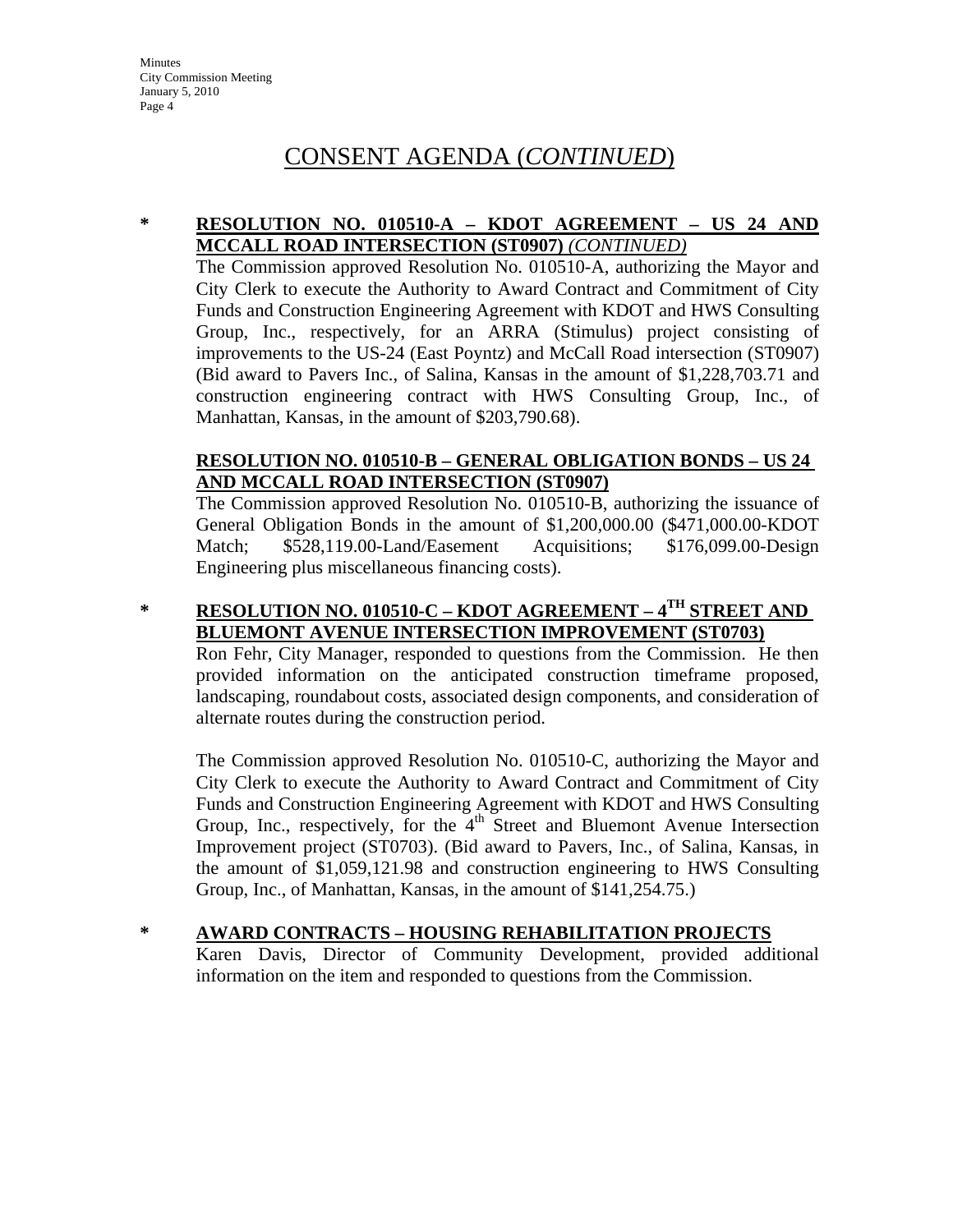# CONSENT AGENDA (*CONTINUED*)

\* **RESOLUTION NO. 010510-A – KDOT AGREEMENT – US 24 AND MCCALL ROAD INTERSECTION (ST0907)** ***(CONTINUED)***

The Commission approved Resolution No. 010510-A, authorizing the Mayor and City Clerk to execute the Authority to Award Contract and Commitment of City Funds and Construction Engineering Agreement with KDOT and HWS Consulting Group, Inc., respectively, for an ARRA (Stimulus) project consisting of improvements to the US-24 (East Poyntz) and McCall Road intersection (ST0907) (Bid award to Pavers Inc., of Salina, Kansas in the amount of $1,228,703.71 and construction engineering contract with HWS Consulting Group, Inc., of Manhattan, Kansas, in the amount of $203,790.68).

**RESOLUTION NO. 010510-B – GENERAL OBLIGATION BONDS – US 24 AND MCCALL ROAD INTERSECTION (ST0907)**

The Commission approved Resolution No. 010510-B, authorizing the issuance of General Obligation Bonds in the amount of $1,200,000.00 ($471,000.00-KDOT Match; $528,119.00-Land/Easement Acquisitions; $176,099.00-Design Engineering plus miscellaneous financing costs).

\* **RESOLUTION NO. 010510-C – KDOT AGREEMENT – 4TH STREET AND BLUEMONT AVENUE INTERSECTION IMPROVEMENT (ST0703)**

Ron Fehr, City Manager, responded to questions from the Commission. He then provided information on the anticipated construction timeframe proposed, landscaping, roundabout costs, associated design components, and consideration of alternate routes during the construction period.

The Commission approved Resolution No. 010510-C, authorizing the Mayor and City Clerk to execute the Authority to Award Contract and Commitment of City Funds and Construction Engineering Agreement with KDOT and HWS Consulting Group, Inc., respectively, for the 4th Street and Bluemont Avenue Intersection Improvement project (ST0703). (Bid award to Pavers, Inc., of Salina, Kansas, in the amount of $1,059,121.98 and construction engineering to HWS Consulting Group, Inc., of Manhattan, Kansas, in the amount of $141,254.75.)

\* **AWARD CONTRACTS – HOUSING REHABILITATION PROJECTS**

Karen Davis, Director of Community Development, provided additional information on the item and responded to questions from the Commission.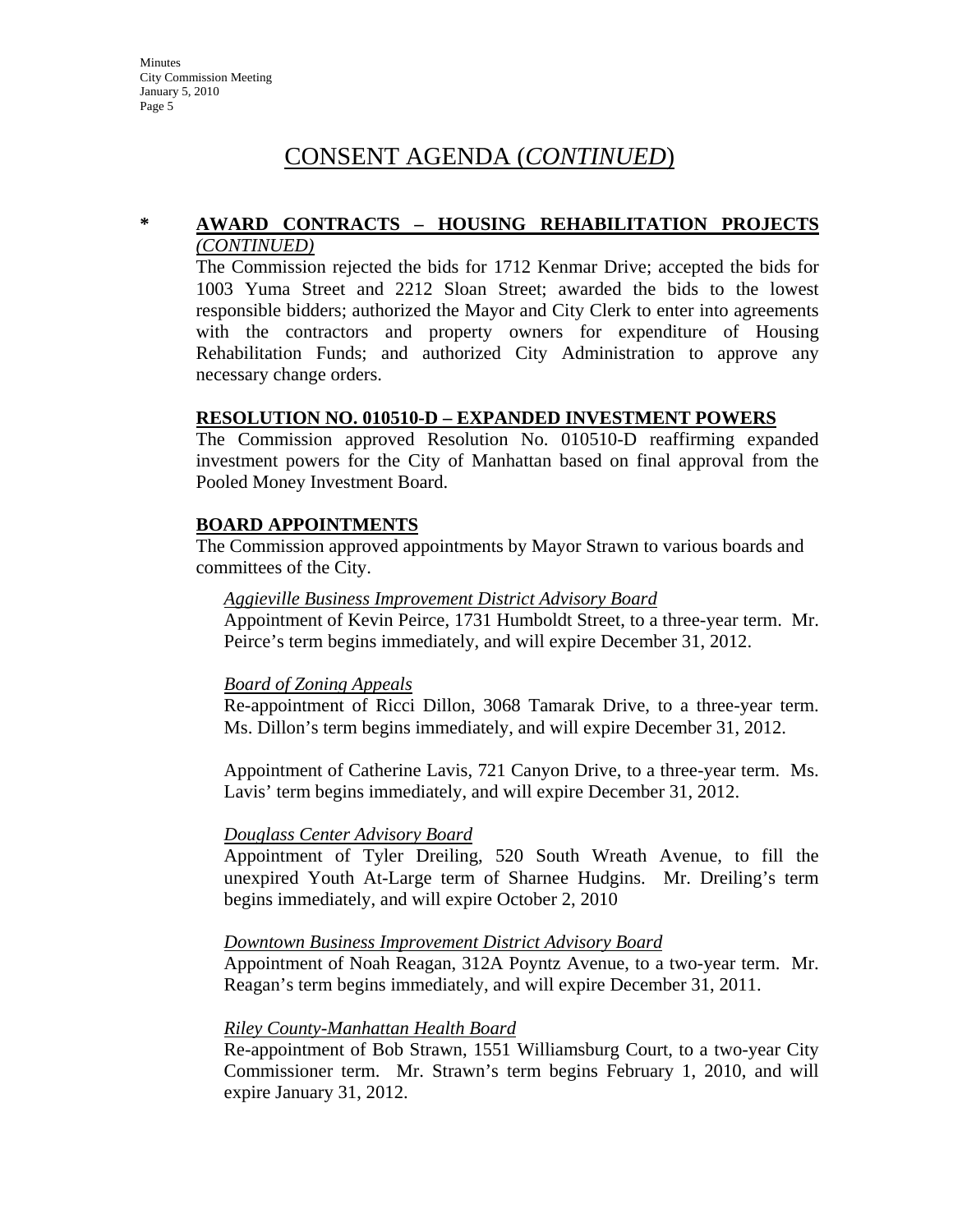# CONSENT AGENDA (*CONTINUED*)

**\* AWARD CONTRACTS – HOUSING REHABILITATION PROJECTS** *(CONTINUED)*

The Commission rejected the bids for 1712 Kenmar Drive; accepted the bids for 1003 Yuma Street and 2212 Sloan Street; awarded the bids to the lowest responsible bidders; authorized the Mayor and City Clerk to enter into agreements with the contractors and property owners for expenditure of Housing Rehabilitation Funds; and authorized City Administration to approve any necessary change orders.

**RESOLUTION NO. 010510-D – EXPANDED INVESTMENT POWERS**

The Commission approved Resolution No. 010510-D reaffirming expanded investment powers for the City of Manhattan based on final approval from the Pooled Money Investment Board.

**BOARD APPOINTMENTS**

The Commission approved appointments by Mayor Strawn to various boards and committees of the City.

*Aggieville Business Improvement District Advisory Board*

Appointment of Kevin Peirce, 1731 Humboldt Street, to a three-year term. Mr. Peirce's term begins immediately, and will expire December 31, 2012.

*Board of Zoning Appeals*

Re-appointment of Ricci Dillon, 3068 Tamarak Drive, to a three-year term. Ms. Dillon's term begins immediately, and will expire December 31, 2012.

Appointment of Catherine Lavis, 721 Canyon Drive, to a three-year term. Ms. Lavis' term begins immediately, and will expire December 31, 2012.

*Douglass Center Advisory Board*

Appointment of Tyler Dreiling, 520 South Wreath Avenue, to fill the unexpired Youth At-Large term of Sharnee Hudgins. Mr. Dreiling's term begins immediately, and will expire October 2, 2010

*Downtown Business Improvement District Advisory Board*

Appointment of Noah Reagan, 312A Poyntz Avenue, to a two-year term. Mr. Reagan's term begins immediately, and will expire December 31, 2011.

*Riley County-Manhattan Health Board*

Re-appointment of Bob Strawn, 1551 Williamsburg Court, to a two-year City Commissioner term. Mr. Strawn's term begins February 1, 2010, and will expire January 31, 2012.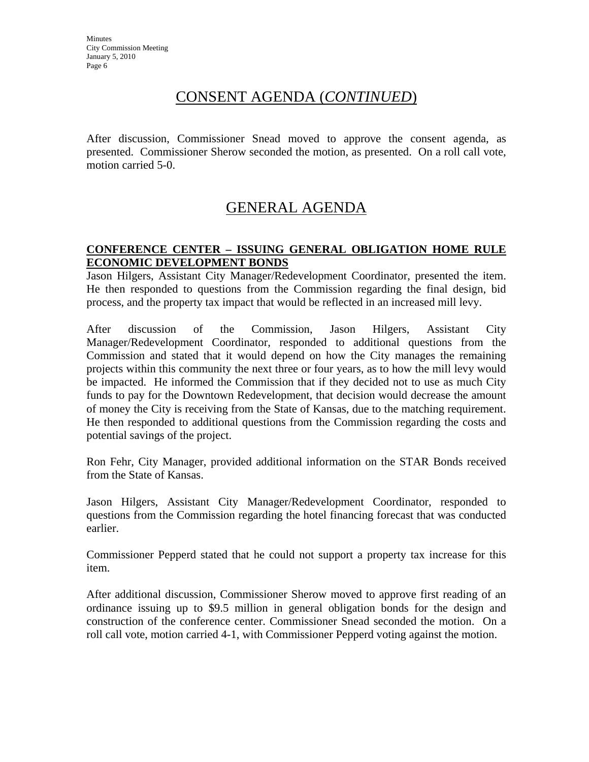## CONSENT AGENDA (*CONTINUED*)

After discussion, Commissioner Snead moved to approve the consent agenda, as presented. Commissioner Sherow seconded the motion, as presented. On a roll call vote, motion carried 5-0.

## GENERAL AGENDA

**CONFERENCE CENTER – ISSUING GENERAL OBLIGATION HOME RULE ECONOMIC DEVELOPMENT BONDS**

Jason Hilgers, Assistant City Manager/Redevelopment Coordinator, presented the item. He then responded to questions from the Commission regarding the final design, bid process, and the property tax impact that would be reflected in an increased mill levy.

After discussion of the Commission, Jason Hilgers, Assistant City Manager/Redevelopment Coordinator, responded to additional questions from the Commission and stated that it would depend on how the City manages the remaining projects within this community the next three or four years, as to how the mill levy would be impacted. He informed the Commission that if they decided not to use as much City funds to pay for the Downtown Redevelopment, that decision would decrease the amount of money the City is receiving from the State of Kansas, due to the matching requirement. He then responded to additional questions from the Commission regarding the costs and potential savings of the project.

Ron Fehr, City Manager, provided additional information on the STAR Bonds received from the State of Kansas.

Jason Hilgers, Assistant City Manager/Redevelopment Coordinator, responded to questions from the Commission regarding the hotel financing forecast that was conducted earlier.

Commissioner Pepperd stated that he could not support a property tax increase for this item.

After additional discussion, Commissioner Sherow moved to approve first reading of an ordinance issuing up to $9.5 million in general obligation bonds for the design and construction of the conference center. Commissioner Snead seconded the motion. On a roll call vote, motion carried 4-1, with Commissioner Pepperd voting against the motion.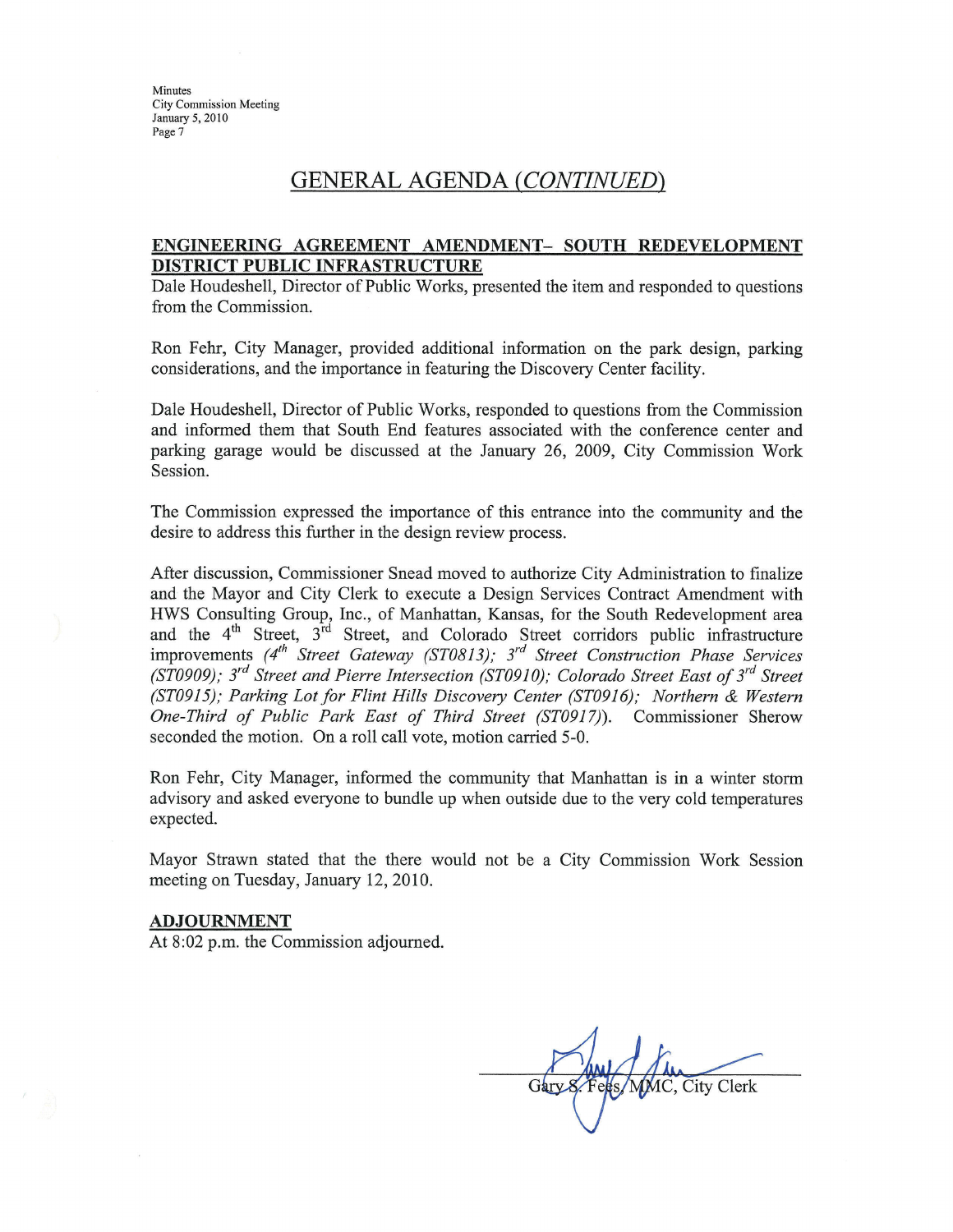## GENERAL AGENDA *(CONTINUED)*

**ENGINEERING AGREEMENT AMENDMENT– SOUTH REDEVELOPMENT DISTRICT PUBLIC INFRASTRUCTURE**

Dale Houdeshell, Director of Public Works, presented the item and responded to questions from the Commission.

Ron Fehr, City Manager, provided additional information on the park design, parking considerations, and the importance in featuring the Discovery Center facility.

Dale Houdeshell, Director of Public Works, responded to questions from the Commission and informed them that South End features associated with the conference center and parking garage would be discussed at the January 26, 2009, City Commission Work Session.

The Commission expressed the importance of this entrance into the community and the desire to address this further in the design review process.

After discussion, Commissioner Snead moved to authorize City Administration to finalize and the Mayor and City Clerk to execute a Design Services Contract Amendment with HWS Consulting Group, Inc., of Manhattan, Kansas, for the South Redevelopment area and the 4th Street, 3rd Street, and Colorado Street corridors public infrastructure improvements *(4th Street Gateway (ST0813); 3rd Street Construction Phase Services (ST0909); 3rd Street and Pierre Intersection (ST0910); Colorado Street East of 3rd Street (ST0915); Parking Lot for Flint Hills Discovery Center (ST0916); Northern & Western One-Third of Public Park East of Third Street (ST0917))*. Commissioner Sherow seconded the motion. On a roll call vote, motion carried 5-0.

Ron Fehr, City Manager, informed the community that Manhattan is in a winter storm advisory and asked everyone to bundle up when outside due to the very cold temperatures expected.

Mayor Strawn stated that the there would not be a City Commission Work Session meeting on Tuesday, January 12, 2010.

**ADJOURNMENT**

At 8:02 p.m. the Commission adjourned.

Gary S. Fees, MMC, City Clerk